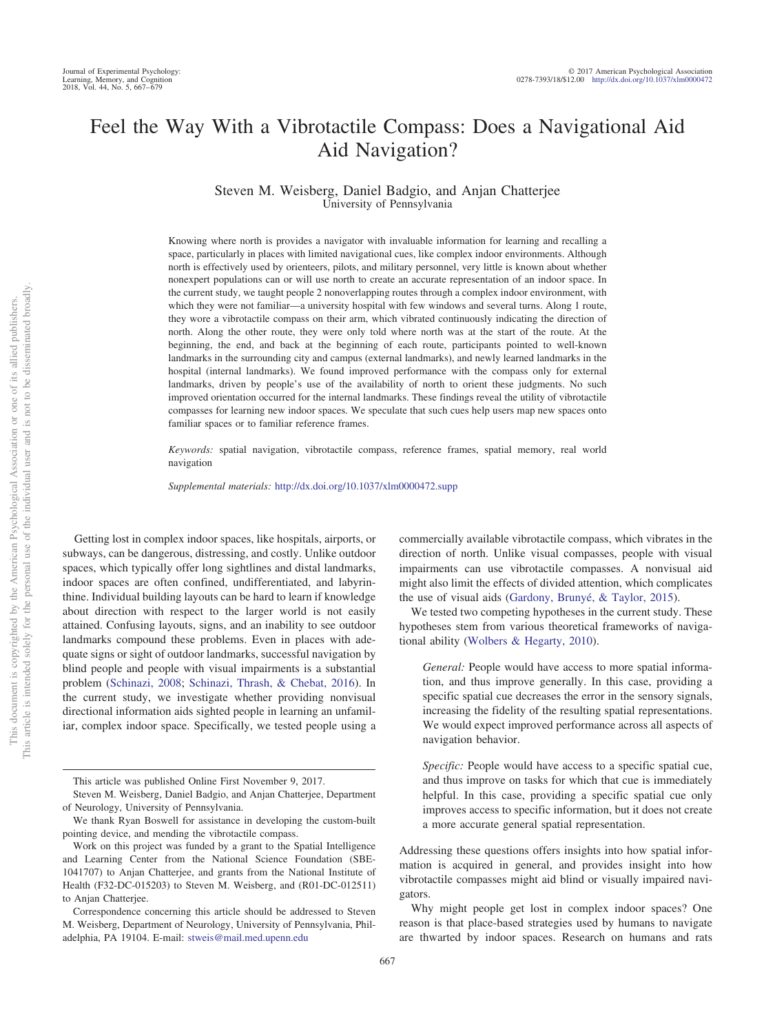# Feel the Way With a Vibrotactile Compass: Does a Navigational Aid Aid Navigation?

Steven M. Weisberg, Daniel Badgio, and Anjan Chatterjee
University of Pennsylvania

Knowing where north is provides a navigator with invaluable information for learning and recalling a space, particularly in places with limited navigational cues, like complex indoor environments. Although north is effectively used by orienteers, pilots, and military personnel, very little is known about whether nonexpert populations can or will use north to create an accurate representation of an indoor space. In the current study, we taught people 2 nonoverlapping routes through a complex indoor environment, with which they were not familiar—a university hospital with few windows and several turns. Along 1 route, they wore a vibrotactile compass on their arm, which vibrated continuously indicating the direction of north. Along the other route, they were only told where north was at the start of the route. At the beginning, the end, and back at the beginning of each route, participants pointed to well-known landmarks in the surrounding city and campus (external landmarks), and newly learned landmarks in the hospital (internal landmarks). We found improved performance with the compass only for external landmarks, driven by people's use of the availability of north to orient these judgments. No such improved orientation occurred for the internal landmarks. These findings reveal the utility of vibrotactile compasses for learning new indoor spaces. We speculate that such cues help users map new spaces onto familiar spaces or to familiar reference frames.

*Keywords:* spatial navigation, vibrotactile compass, reference frames, spatial memory, real world navigation

*Supplemental materials:* http://dx.doi.org/10.1037/xlm0000472.supp

Getting lost in complex indoor spaces, like hospitals, airports, or subways, can be dangerous, distressing, and costly. Unlike outdoor spaces, which typically offer long sightlines and distal landmarks, indoor spaces are often confined, undifferentiated, and labyrinthine. Individual building layouts can be hard to learn if knowledge about direction with respect to the larger world is not easily attained. Confusing layouts, signs, and an inability to see outdoor landmarks compound these problems. Even in places with adequate signs or sight of outdoor landmarks, successful navigation by blind people and people with visual impairments is a substantial problem (Schinazi, 2008; Schinazi, Thrash, & Chebat, 2016). In the current study, we investigate whether providing nonvisual directional information aids sighted people in learning an unfamiliar, complex indoor space. Specifically, we tested people using a commercially available vibrotactile compass, which vibrates in the direction of north. Unlike visual compasses, people with visual impairments can use vibrotactile compasses. A nonvisual aid might also limit the effects of divided attention, which complicates the use of visual aids (Gardony, Brunyé, & Taylor, 2015).

We tested two competing hypotheses in the current study. These hypotheses stem from various theoretical frameworks of navigational ability (Wolbers & Hegarty, 2010).

> *General:* People would have access to more spatial information, and thus improve generally. In this case, providing a specific spatial cue decreases the error in the sensory signals, increasing the fidelity of the resulting spatial representations. We would expect improved performance across all aspects of navigation behavior.

> *Specific:* People would have access to a specific spatial cue, and thus improve on tasks for which that cue is immediately helpful. In this case, providing a specific spatial cue only improves access to specific information, but it does not create a more accurate general spatial representation.

Addressing these questions offers insights into how spatial information is acquired in general, and provides insight into how vibrotactile compasses might aid blind or visually impaired navigators.

Why might people get lost in complex indoor spaces? One reason is that place-based strategies used by humans to navigate are thwarted by indoor spaces. Research on humans and rats

---

This article was published Online First November 9, 2017.

Steven M. Weisberg, Daniel Badgio, and Anjan Chatterjee, Department of Neurology, University of Pennsylvania.

We thank Ryan Boswell for assistance in developing the custom-built pointing device, and mending the vibrotactile compass.

Work on this project was funded by a grant to the Spatial Intelligence and Learning Center from the National Science Foundation (SBE-1041707) to Anjan Chatterjee, and grants from the National Institute of Health (F32-DC-015203) to Steven M. Weisberg, and (R01-DC-012511) to Anjan Chatterjee.

Correspondence concerning this article should be addressed to Steven M. Weisberg, Department of Neurology, University of Pennsylvania, Philadelphia, PA 19104. E-mail: stweis@mail.med.upenn.edu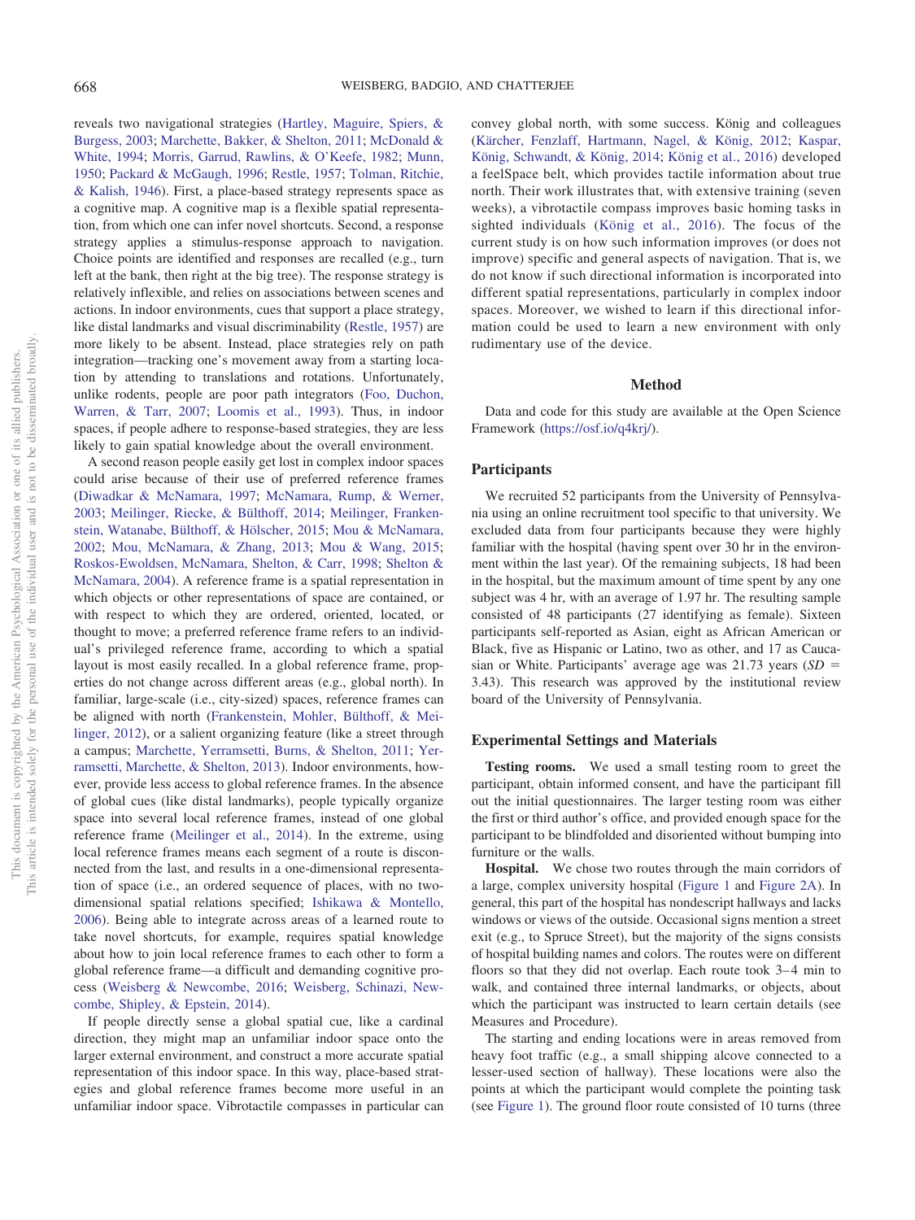reveals two navigational strategies (Hartley, Maguire, Spiers, & Burgess, 2003; Marchette, Bakker, & Shelton, 2011; McDonald & White, 1994; Morris, Garrud, Rawlins, & O'Keefe, 1982; Munn, 1950; Packard & McGaugh, 1996; Restle, 1957; Tolman, Ritchie, & Kalish, 1946). First, a place-based strategy represents space as a cognitive map. A cognitive map is a flexible spatial representation, from which one can infer novel shortcuts. Second, a response strategy applies a stimulus-response approach to navigation. Choice points are identified and responses are recalled (e.g., turn left at the bank, then right at the big tree). The response strategy is relatively inflexible, and relies on associations between scenes and actions. In indoor environments, cues that support a place strategy, like distal landmarks and visual discriminability (Restle, 1957) are more likely to be absent. Instead, place strategies rely on path integration—tracking one's movement away from a starting location by attending to translations and rotations. Unfortunately, unlike rodents, people are poor path integrators (Foo, Duchon, Warren, & Tarr, 2007; Loomis et al., 1993). Thus, in indoor spaces, if people adhere to response-based strategies, they are less likely to gain spatial knowledge about the overall environment.

A second reason people easily get lost in complex indoor spaces could arise because of their use of preferred reference frames (Diwadkar & McNamara, 1997; McNamara, Rump, & Werner, 2003; Meilinger, Riecke, & Bülthoff, 2014; Meilinger, Frankenstein, Watanabe, Bülthoff, & Hölscher, 2015; Mou & McNamara, 2002; Mou, McNamara, & Zhang, 2013; Mou & Wang, 2015; Roskos-Ewoldsen, McNamara, Shelton, & Carr, 1998; Shelton & McNamara, 2004). A reference frame is a spatial representation in which objects or other representations of space are contained, or with respect to which they are ordered, oriented, located, or thought to move; a preferred reference frame refers to an individual's privileged reference frame, according to which a spatial layout is most easily recalled. In a global reference frame, properties do not change across different areas (e.g., global north). In familiar, large-scale (i.e., city-sized) spaces, reference frames can be aligned with north (Frankenstein, Mohler, Bülthoff, & Meilinger, 2012), or a salient organizing feature (like a street through a campus; Marchette, Yerramsetti, Burns, & Shelton, 2011; Yerramsetti, Marchette, & Shelton, 2013). Indoor environments, however, provide less access to global reference frames. In the absence of global cues (like distal landmarks), people typically organize space into several local reference frames, instead of one global reference frame (Meilinger et al., 2014). In the extreme, using local reference frames means each segment of a route is disconnected from the last, and results in a one-dimensional representation of space (i.e., an ordered sequence of places, with no two-dimensional spatial relations specified; Ishikawa & Montello, 2006). Being able to integrate across areas of a learned route to take novel shortcuts, for example, requires spatial knowledge about how to join local reference frames to each other to form a global reference frame—a difficult and demanding cognitive process (Weisberg & Newcombe, 2016; Weisberg, Schinazi, Newcombe, Shipley, & Epstein, 2014).

If people directly sense a global spatial cue, like a cardinal direction, they might map an unfamiliar indoor space onto the larger external environment, and construct a more accurate spatial representation of this indoor space. In this way, place-based strategies and global reference frames become more useful in an unfamiliar indoor space. Vibrotactile compasses in particular can convey global north, with some success. König and colleagues (Kärcher, Fenzlaff, Hartmann, Nagel, & König, 2012; Kaspar, König, Schwandt, & König, 2014; König et al., 2016) developed a feelSpace belt, which provides tactile information about true north. Their work illustrates that, with extensive training (seven weeks), a vibrotactile compass improves basic homing tasks in sighted individuals (König et al., 2016). The focus of the current study is on how such information improves (or does not improve) specific and general aspects of navigation. That is, we do not know if such directional information is incorporated into different spatial representations, particularly in complex indoor spaces. Moreover, we wished to learn if this directional information could be used to learn a new environment with only rudimentary use of the device.

## Method

Data and code for this study are available at the Open Science Framework (https://osf.io/q4krj/).

### Participants

We recruited 52 participants from the University of Pennsylvania using an online recruitment tool specific to that university. We excluded data from four participants because they were highly familiar with the hospital (having spent over 30 hr in the environment within the last year). Of the remaining subjects, 18 had been in the hospital, but the maximum amount of time spent by any one subject was 4 hr, with an average of 1.97 hr. The resulting sample consisted of 48 participants (27 identifying as female). Sixteen participants self-reported as Asian, eight as African American or Black, five as Hispanic or Latino, two as other, and 17 as Caucasian or White. Participants' average age was 21.73 years ($SD$ = 3.43). This research was approved by the institutional review board of the University of Pennsylvania.

### Experimental Settings and Materials

**Testing rooms.** We used a small testing room to greet the participant, obtain informed consent, and have the participant fill out the initial questionnaires. The larger testing room was either the first or third author's office, and provided enough space for the participant to be blindfolded and disoriented without bumping into furniture or the walls.

**Hospital.** We chose two routes through the main corridors of a large, complex university hospital (Figure 1 and Figure 2A). In general, this part of the hospital has nondescript hallways and lacks windows or views of the outside. Occasional signs mention a street exit (e.g., to Spruce Street), but the majority of the signs consists of hospital building names and colors. The routes were on different floors so that they did not overlap. Each route took 3–4 min to walk, and contained three internal landmarks, or objects, about which the participant was instructed to learn certain details (see Measures and Procedure).

The starting and ending locations were in areas removed from heavy foot traffic (e.g., a small shipping alcove connected to a lesser-used section of hallway). These locations were also the points at which the participant would complete the pointing task (see Figure 1). The ground floor route consisted of 10 turns (three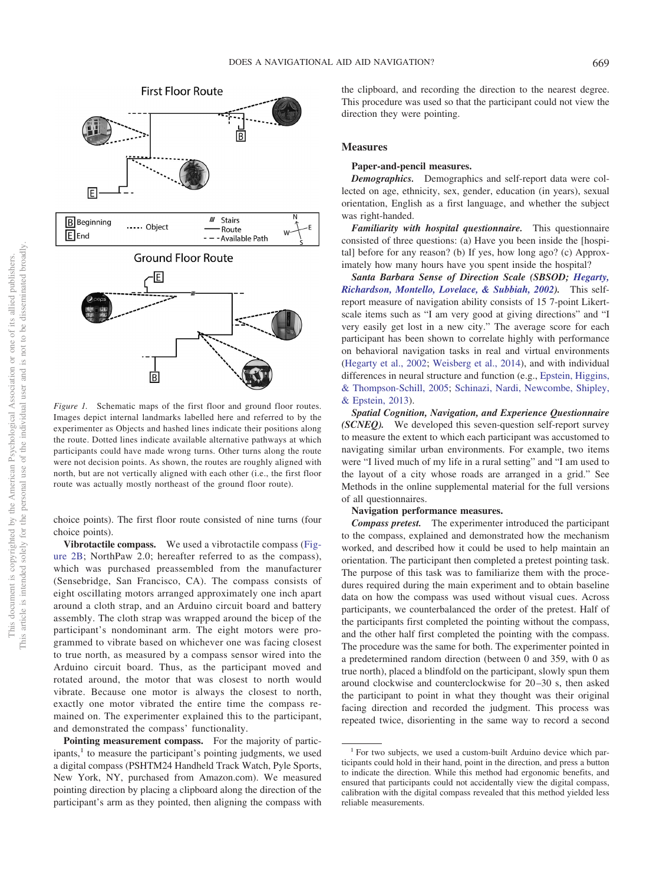Figure 1. Schematic maps of the first floor and ground floor routes. Images depict internal landmarks labelled here and referred to by the experimenter as Objects and hashed lines indicate their positions along the route. Dotted lines indicate available alternative pathways at which participants could have made wrong turns. Other turns along the route were not decision points. As shown, the routes are roughly aligned with north, but are not vertically aligned with each other (i.e., the first floor route was actually mostly northeast of the ground floor route).

choice points). The first floor route consisted of nine turns (four choice points).

**Vibrotactile compass.** We used a vibrotactile compass (Figure 2B; NorthPaw 2.0; hereafter referred to as the compass), which was purchased preassembled from the manufacturer (Sensebridge, San Francisco, CA). The compass consists of eight oscillating motors arranged approximately one inch apart around a cloth strap, and an Arduino circuit board and battery assembly. The cloth strap was wrapped around the bicep of the participant's nondominant arm. The eight motors were programmed to vibrate based on whichever one was facing closest to true north, as measured by a compass sensor wired into the Arduino circuit board. Thus, as the participant moved and rotated around, the motor that was closest to north would vibrate. Because one motor is always the closest to north, exactly one motor vibrated the entire time the compass remained on. The experimenter explained this to the participant, and demonstrated the compass' functionality.

**Pointing measurement compass.** For the majority of participants,[1] to measure the participant's pointing judgments, we used a digital compass (PSHTM24 Handheld Track Watch, Pyle Sports, New York, NY, purchased from Amazon.com). We measured pointing direction by placing a clipboard along the direction of the participant's arm as they pointed, then aligning the compass with the clipboard, and recording the direction to the nearest degree. This procedure was used so that the participant could not view the direction they were pointing.

## Measures

### Paper-and-pencil measures.

***Demographics.*** Demographics and self-report data were collected on age, ethnicity, sex, gender, education (in years), sexual orientation, English as a first language, and whether the subject was right-handed.

***Familiarity with hospital questionnaire.*** This questionnaire consisted of three questions: (a) Have you been inside the [hospital] before for any reason? (b) If yes, how long ago? (c) Approximately how many hours have you spent inside the hospital?

***Santa Barbara Sense of Direction Scale (SBSOD; Hegarty, Richardson, Montello, Lovelace, & Subbiah, 2002).*** This self-report measure of navigation ability consists of 15 7-point Likert-scale items such as "I am very good at giving directions" and "I very easily get lost in a new city." The average score for each participant has been shown to correlate highly with performance on behavioral navigation tasks in real and virtual environments (Hegarty et al., 2002; Weisberg et al., 2014), and with individual differences in neural structure and function (e.g., Epstein, Higgins, & Thompson-Schill, 2005; Schinazi, Nardi, Newcombe, Shipley, & Epstein, 2013).

***Spatial Cognition, Navigation, and Experience Questionnaire (SCNEQ).*** We developed this seven-question self-report survey to measure the extent to which each participant was accustomed to navigating similar urban environments. For example, two items were "I lived much of my life in a rural setting" and "I am used to the layout of a city whose roads are arranged in a grid." See Methods in the online supplemental material for the full versions of all questionnaires.

### Navigation performance measures.

***Compass pretest.*** The experimenter introduced the participant to the compass, explained and demonstrated how the mechanism worked, and described how it could be used to help maintain an orientation. The participant then completed a pretest pointing task. The purpose of this task was to familiarize them with the procedures required during the main experiment and to obtain baseline data on how the compass was used without visual cues. Across participants, we counterbalanced the order of the pretest. Half of the participants first completed the pointing without the compass, and the other half first completed the pointing with the compass. The procedure was the same for both. The experimenter pointed in a predetermined random direction (between 0 and 359, with 0 as true north), placed a blindfold on the participant, slowly spun them around clockwise and counterclockwise for 20–30 s, then asked the participant to point in what they thought was their original facing direction and recorded the judgment. This process was repeated twice, disorienting in the same way to record a second

[1] For two subjects, we used a custom-built Arduino device which participants could hold in their hand, point in the direction, and press a button to indicate the direction. While this method had ergonomic benefits, and ensured that participants could not accidentally view the digital compass, calibration with the digital compass revealed that this method yielded less reliable measurements.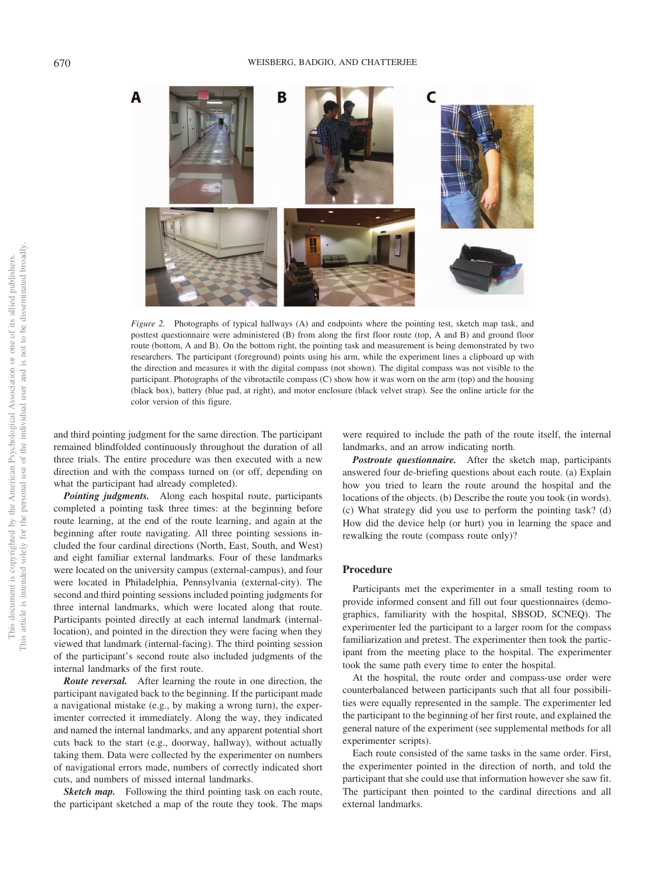*Figure 2.* Photographs of typical hallways (A) and endpoints where the pointing test, sketch map task, and posttest questionnaire were administered (B) from along the first floor route (top, A and B) and ground floor route (bottom, A and B). On the bottom right, the pointing task and measurement is being demonstrated by two researchers. The participant (foreground) points using his arm, while the experiment lines a clipboard up with the direction and measures it with the digital compass (not shown). The digital compass was not visible to the participant. Photographs of the vibrotactile compass (C) show how it was worn on the arm (top) and the housing (black box), battery (blue pad, at right), and motor enclosure (black velvet strap). See the online article for the color version of this figure.

and third pointing judgment for the same direction. The participant remained blindfolded continuously throughout the duration of all three trials. The entire procedure was then executed with a new direction and with the compass turned on (or off, depending on what the participant had already completed).

***Pointing judgments.*** Along each hospital route, participants completed a pointing task three times: at the beginning before route learning, at the end of the route learning, and again at the beginning after route navigating. All three pointing sessions included the four cardinal directions (North, East, South, and West) and eight familiar external landmarks. Four of these landmarks were located on the university campus (external-campus), and four were located in Philadelphia, Pennsylvania (external-city). The second and third pointing sessions included pointing judgments for three internal landmarks, which were located along that route. Participants pointed directly at each internal landmark (internal-location), and pointed in the direction they were facing when they viewed that landmark (internal-facing). The third pointing session of the participant's second route also included judgments of the internal landmarks of the first route.

***Route reversal.*** After learning the route in one direction, the participant navigated back to the beginning. If the participant made a navigational mistake (e.g., by making a wrong turn), the experimenter corrected it immediately. Along the way, they indicated and named the internal landmarks, and any apparent potential short cuts back to the start (e.g., doorway, hallway), without actually taking them. Data were collected by the experimenter on numbers of navigational errors made, numbers of correctly indicated short cuts, and numbers of missed internal landmarks.

***Sketch map.*** Following the third pointing task on each route, the participant sketched a map of the route they took. The maps were required to include the path of the route itself, the internal landmarks, and an arrow indicating north.

***Postroute questionnaire.*** After the sketch map, participants answered four de-briefing questions about each route. (a) Explain how you tried to learn the route around the hospital and the locations of the objects. (b) Describe the route you took (in words). (c) What strategy did you use to perform the pointing task? (d) How did the device help (or hurt) you in learning the space and rewalking the route (compass route only)?

## Procedure

Participants met the experimenter in a small testing room to provide informed consent and fill out four questionnaires (demographics, familiarity with the hospital, SBSOD, SCNEQ). The experimenter led the participant to a larger room for the compass familiarization and pretest. The experimenter then took the participant from the meeting place to the hospital. The experimenter took the same path every time to enter the hospital.

At the hospital, the route order and compass-use order were counterbalanced between participants such that all four possibilities were equally represented in the sample. The experimenter led the participant to the beginning of her first route, and explained the general nature of the experiment (see supplemental methods for all experimenter scripts).

Each route consisted of the same tasks in the same order. First, the experimenter pointed in the direction of north, and told the participant that she could use that information however she saw fit. The participant then pointed to the cardinal directions and all external landmarks.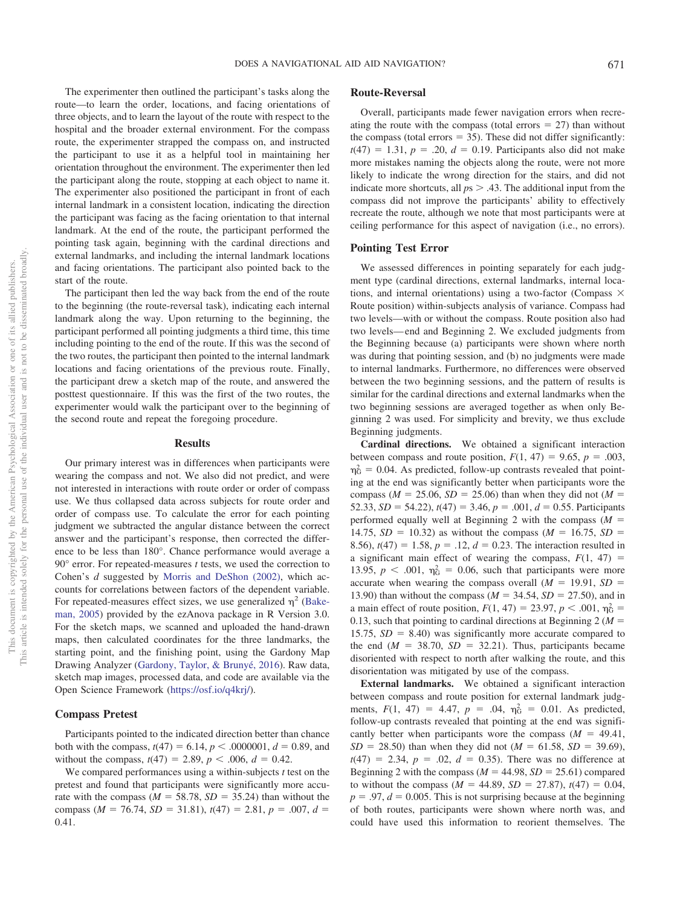The experimenter then outlined the participant's tasks along the route—to learn the order, locations, and facing orientations of three objects, and to learn the layout of the route with respect to the hospital and the broader external environment. For the compass route, the experimenter strapped the compass on, and instructed the participant to use it as a helpful tool in maintaining her orientation throughout the environment. The experimenter then led the participant along the route, stopping at each object to name it. The experimenter also positioned the participant in front of each internal landmark in a consistent location, indicating the direction the participant was facing as the facing orientation to that internal landmark. At the end of the route, the participant performed the pointing task again, beginning with the cardinal directions and external landmarks, and including the internal landmark locations and facing orientations. The participant also pointed back to the start of the route.

The participant then led the way back from the end of the route to the beginning (the route-reversal task), indicating each internal landmark along the way. Upon returning to the beginning, the participant performed all pointing judgments a third time, this time including pointing to the end of the route. If this was the second of the two routes, the participant then pointed to the internal landmark locations and facing orientations of the previous route. Finally, the participant drew a sketch map of the route, and answered the posttest questionnaire. If this was the first of the two routes, the experimenter would walk the participant over to the beginning of the second route and repeat the foregoing procedure.

## Results

Our primary interest was in differences when participants were wearing the compass and not. We also did not predict, and were not interested in interactions with route order or order of compass use. We thus collapsed data across subjects for route order and order of compass use. To calculate the error for each pointing judgment we subtracted the angular distance between the correct answer and the participant's response, then corrected the difference to be less than 180°. Chance performance would average a 90° error. For repeated-measures $t$ tests, we used the correction to Cohen's $d$ suggested by Morris and DeShon (2002), which accounts for correlations between factors of the dependent variable. For repeated-measures effect sizes, we use generalized $\eta^2$ (Bakeman, 2005) provided by the ezAnova package in R Version 3.0. For the sketch maps, we scanned and uploaded the hand-drawn maps, then calculated coordinates for the three landmarks, the starting point, and the finishing point, using the Gardony Map Drawing Analyzer (Gardony, Taylor, & Brunyé, 2016). Raw data, sketch map images, processed data, and code are available via the Open Science Framework (https://osf.io/q4krj/).

### Compass Pretest

Participants pointed to the indicated direction better than chance both with the compass, $t(47) = 6.14$, $p < .0000001$, $d = 0.89$, and without the compass, $t(47) = 2.89$, $p < .006$, $d = 0.42$.

We compared performances using a within-subjects $t$ test on the pretest and found that participants were significantly more accurate with the compass ($M = 58.78$, $SD = 35.24$) than without the compass ($M = 76.74$, $SD = 31.81$), $t(47) = 2.81$, $p = .007$, $d = 0.41$.

### Route-Reversal

Overall, participants made fewer navigation errors when recreating the route with the compass (total errors = 27) than without the compass (total errors = 35). These did not differ significantly: $t(47) = 1.31$, $p = .20$, $d = 0.19$. Participants also did not make more mistakes naming the objects along the route, were not more likely to indicate the wrong direction for the stairs, and did not indicate more shortcuts, all $ps > .43$. The additional input from the compass did not improve the participants' ability to effectively recreate the route, although we note that most participants were at ceiling performance for this aspect of navigation (i.e., no errors).

### Pointing Test Error

We assessed differences in pointing separately for each judgment type (cardinal directions, external landmarks, internal locations, and internal orientations) using a two-factor (Compass × Route position) within-subjects analysis of variance. Compass had two levels—with or without the compass. Route position also had two levels—end and Beginning 2. We excluded judgments from the Beginning because (a) participants were shown where north was during that pointing session, and (b) no judgments were made to internal landmarks. Furthermore, no differences were observed between the two beginning sessions, and the pattern of results is similar for the cardinal directions and external landmarks when the two beginning sessions are averaged together as when only Beginning 2 was used. For simplicity and brevity, we thus exclude Beginning judgments.

**Cardinal directions.** We obtained a significant interaction between compass and route position, $F(1, 47) = 9.65$, $p = .003$, $\eta^2_G = 0.04$. As predicted, follow-up contrasts revealed that pointing at the end was significantly better when participants wore the compass ($M = 25.06$, $SD = 25.06$) than when they did not ($M = 52.33$, $SD = 54.22$), $t(47) = 3.46$, $p = .001$, $d = 0.55$. Participants performed equally well at Beginning 2 with the compass ($M = 14.75$, $SD = 10.32$) as without the compass ($M = 16.75$, $SD = 8.56$), $t(47) = 1.58$, $p = .12$, $d = 0.23$. The interaction resulted in a significant main effect of wearing the compass, $F(1, 47) = 13.95$, $p < .001$, $\eta^2_G = 0.06$, such that participants were more accurate when wearing the compass overall ($M = 19.91$, $SD = 13.90$) than without the compass ($M = 34.54$, $SD = 27.50$), and in a main effect of route position, $F(1, 47) = 23.97$, $p < .001$, $\eta^2_G = 0.13$, such that pointing to cardinal directions at Beginning 2 ($M = 15.75$, $SD = 8.40$) was significantly more accurate compared to the end ($M = 38.70$, $SD = 32.21$). Thus, participants became disoriented with respect to north after walking the route, and this disorientation was mitigated by use of the compass.

**External landmarks.** We obtained a significant interaction between compass and route position for external landmark judgments, $F(1, 47) = 4.47$, $p = .04$, $\eta^2_G = 0.01$. As predicted, follow-up contrasts revealed that pointing at the end was significantly better when participants wore the compass ($M = 49.41$, $SD = 28.50$) than when they did not ($M = 61.58$, $SD = 39.69$), $t(47) = 2.34$, $p = .02$, $d = 0.35$). There was no difference at Beginning 2 with the compass ($M = 44.98$, $SD = 25.61$) compared to without the compass ($M = 44.89$, $SD = 27.87$), $t(47) = 0.04$, $p = .97$, $d = 0.005$. This is not surprising because at the beginning of both routes, participants were shown where north was, and could have used this information to reorient themselves. The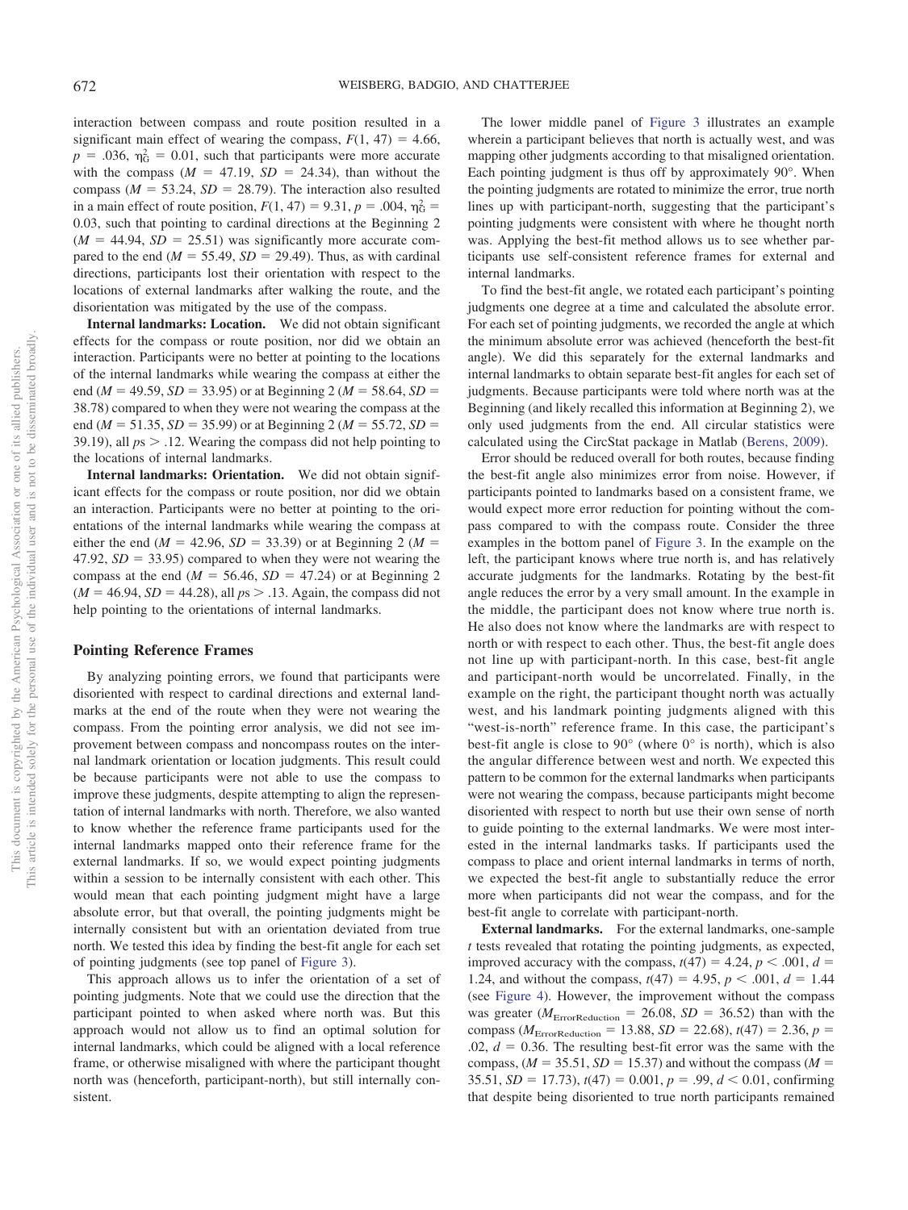interaction between compass and route position resulted in a significant main effect of wearing the compass, $F(1, 47) = 4.66$, $p = .036$, $\eta^2_G = 0.01$, such that participants were more accurate with the compass ($M = 47.19$, $SD = 24.34$), than without the compass ($M = 53.24$, $SD = 28.79$). The interaction also resulted in a main effect of route position, $F(1, 47) = 9.31$, $p = .004$, $\eta^2_G = 0.03$, such that pointing to cardinal directions at the Beginning 2 ($M = 44.94$, $SD = 25.51$) was significantly more accurate compared to the end ($M = 55.49$, $SD = 29.49$). Thus, as with cardinal directions, participants lost their orientation with respect to the locations of external landmarks after walking the route, and the disorientation was mitigated by the use of the compass.

**Internal landmarks: Location.** We did not obtain significant effects for the compass or route position, nor did we obtain an interaction. Participants were no better at pointing to the locations of the internal landmarks while wearing the compass at either the end ($M = 49.59$, $SD = 33.95$) or at Beginning 2 ($M = 58.64$, $SD = 38.78$) compared to when they were not wearing the compass at the end ($M = 51.35$, $SD = 35.99$) or at Beginning 2 ($M = 55.72$, $SD = 39.19$), all $ps > .12$. Wearing the compass did not help pointing to the locations of internal landmarks.

**Internal landmarks: Orientation.** We did not obtain significant effects for the compass or route position, nor did we obtain an interaction. Participants were no better at pointing to the orientations of the internal landmarks while wearing the compass at either the end ($M = 42.96$, $SD = 33.39$) or at Beginning 2 ($M = 47.92$, $SD = 33.95$) compared to when they were not wearing the compass at the end ($M = 56.46$, $SD = 47.24$) or at Beginning 2 ($M = 46.94$, $SD = 44.28$), all $ps > .13$. Again, the compass did not help pointing to the orientations of internal landmarks.

## Pointing Reference Frames

By analyzing pointing errors, we found that participants were disoriented with respect to cardinal directions and external landmarks at the end of the route when they were not wearing the compass. From the pointing error analysis, we did not see improvement between compass and noncompass routes on the internal landmark orientation or location judgments. This result could be because participants were not able to use the compass to improve these judgments, despite attempting to align the representation of internal landmarks with north. Therefore, we also wanted to know whether the reference frame participants used for the internal landmarks mapped onto their reference frame for the external landmarks. If so, we would expect pointing judgments within a session to be internally consistent with each other. This would mean that each pointing judgment might have a large absolute error, but that overall, the pointing judgments might be internally consistent but with an orientation deviated from true north. We tested this idea by finding the best-fit angle for each set of pointing judgments (see top panel of Figure 3).

This approach allows us to infer the orientation of a set of pointing judgments. Note that we could use the direction that the participant pointed to when asked where north was. But this approach would not allow us to find an optimal solution for internal landmarks, which could be aligned with a local reference frame, or otherwise misaligned with where the participant thought north was (henceforth, participant-north), but still internally consistent.

The lower middle panel of Figure 3 illustrates an example wherein a participant believes that north is actually west, and was mapping other judgments according to that misaligned orientation. Each pointing judgment is thus off by approximately 90°. When the pointing judgments are rotated to minimize the error, true north lines up with participant-north, suggesting that the participant's pointing judgments were consistent with where he thought north was. Applying the best-fit method allows us to see whether participants use self-consistent reference frames for external and internal landmarks.

To find the best-fit angle, we rotated each participant's pointing judgments one degree at a time and calculated the absolute error. For each set of pointing judgments, we recorded the angle at which the minimum absolute error was achieved (henceforth the best-fit angle). We did this separately for the external landmarks and internal landmarks to obtain separate best-fit angles for each set of judgments. Because participants were told where north was at the Beginning (and likely recalled this information at Beginning 2), we only used judgments from the end. All circular statistics were calculated using the CircStat package in Matlab (Berens, 2009).

Error should be reduced overall for both routes, because finding the best-fit angle also minimizes error from noise. However, if participants pointed to landmarks based on a consistent frame, we would expect more error reduction for pointing without the compass compared to with the compass route. Consider the three examples in the bottom panel of Figure 3. In the example on the left, the participant knows where true north is, and has relatively accurate judgments for the landmarks. Rotating by the best-fit angle reduces the error by a very small amount. In the example in the middle, the participant does not know where true north is. He also does not know where the landmarks are with respect to north or with respect to each other. Thus, the best-fit angle does not line up with participant-north. In this case, best-fit angle and participant-north would be uncorrelated. Finally, in the example on the right, the participant thought north was actually west, and his landmark pointing judgments aligned with this "west-is-north" reference frame. In this case, the participant's best-fit angle is close to 90° (where 0° is north), which is also the angular difference between west and north. We expected this pattern to be common for the external landmarks when participants were not wearing the compass, because participants might become disoriented with respect to north but use their own sense of north to guide pointing to the external landmarks. We were most interested in the internal landmarks tasks. If participants used the compass to place and orient internal landmarks in terms of north, we expected the best-fit angle to substantially reduce the error more when participants did not wear the compass, and for the best-fit angle to correlate with participant-north.

**External landmarks.** For the external landmarks, one-sample *t* tests revealed that rotating the pointing judgments, as expected, improved accuracy with the compass, $t(47) = 4.24$, $p < .001$, $d = 1.24$, and without the compass, $t(47) = 4.95$, $p < .001$, $d = 1.44$ (see Figure 4). However, the improvement without the compass was greater ($M_{\text{ErrorReduction}} = 26.08$, $SD = 36.52$) than with the compass ($M_{\text{ErrorReduction}} = 13.88$, $SD = 22.68$), $t(47) = 2.36$, $p = .02$, $d = 0.36$. The resulting best-fit error was the same with the compass, ($M = 35.51$, $SD = 15.37$) and without the compass ($M = 35.51$, $SD = 17.73$), $t(47) = 0.001$, $p = .99$, $d < 0.01$, confirming that despite being disoriented to true north participants remained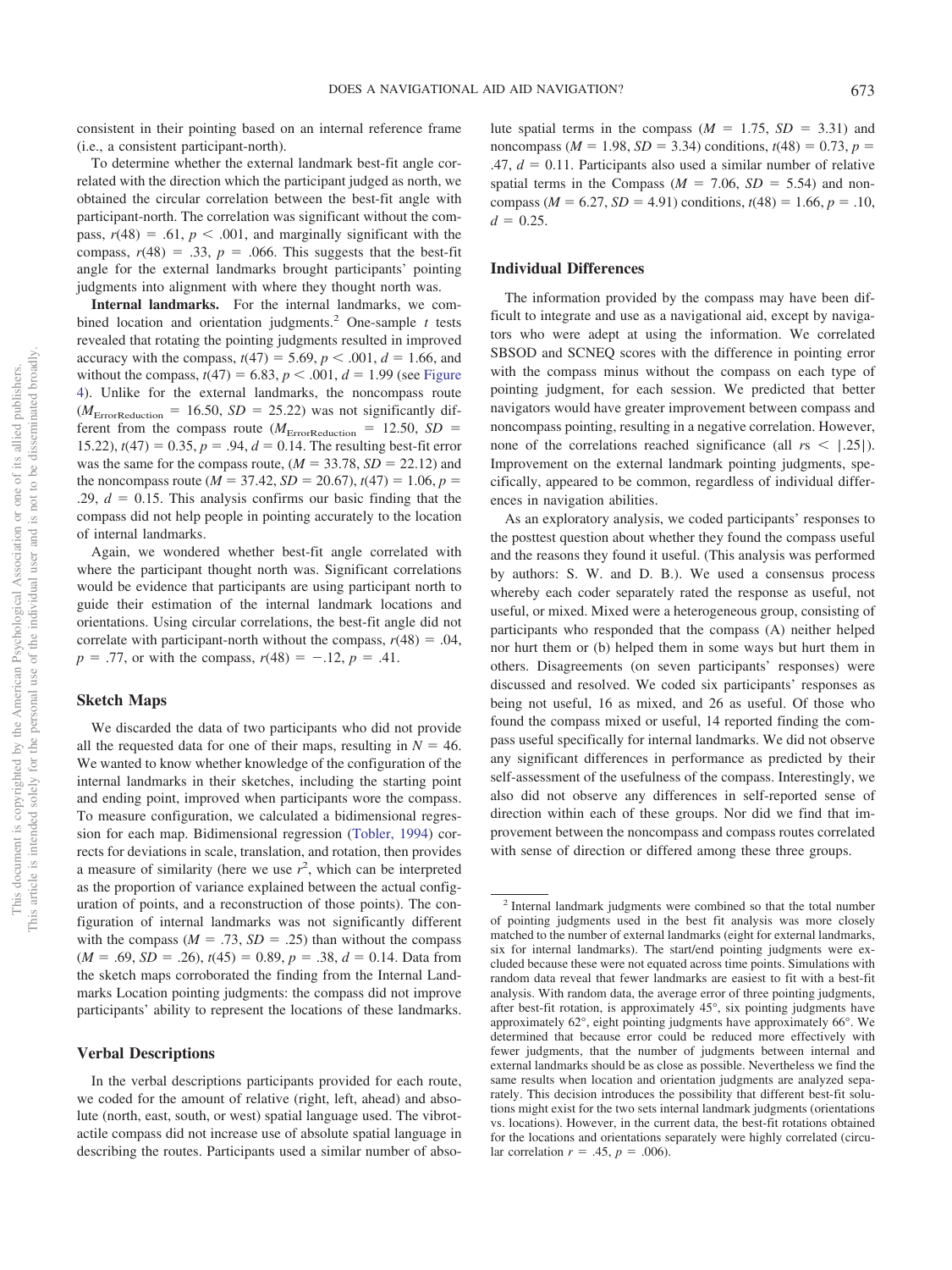consistent in their pointing based on an internal reference frame (i.e., a consistent participant-north).

To determine whether the external landmark best-fit angle correlated with the direction which the participant judged as north, we obtained the circular correlation between the best-fit angle with participant-north. The correlation was significant without the compass, $r(48) = .61$, $p < .001$, and marginally significant with the compass, $r(48) = .33$, $p = .066$. This suggests that the best-fit angle for the external landmarks brought participants' pointing judgments into alignment with where they thought north was.

**Internal landmarks.** For the internal landmarks, we combined location and orientation judgments.[2] One-sample *t* tests revealed that rotating the pointing judgments resulted in improved accuracy with the compass, $t(47) = 5.69$, $p < .001$, $d = 1.66$, and without the compass, $t(47) = 6.83$, $p < .001$, $d = 1.99$ (see Figure 4). Unlike for the external landmarks, the noncompass route ($M_{\text{ErrorReduction}} = 16.50$, $SD = 25.22$) was not significantly different from the compass route ($M_{\text{ErrorReduction}} = 12.50$, $SD = 15.22$), $t(47) = 0.35$, $p = .94$, $d = 0.14$. The resulting best-fit error was the same for the compass route, ($M = 33.78$, $SD = 22.12$) and the noncompass route ($M = 37.42$, $SD = 20.67$), $t(47) = 1.06$, $p = .29$, $d = 0.15$. This analysis confirms our basic finding that the compass did not help people in pointing accurately to the location of internal landmarks.

Again, we wondered whether best-fit angle correlated with where the participant thought north was. Significant correlations would be evidence that participants are using participant north to guide their estimation of the internal landmark locations and orientations. Using circular correlations, the best-fit angle did not correlate with participant-north without the compass, $r(48) = .04$, $p = .77$, or with the compass, $r(48) = -.12$, $p = .41$.

## Sketch Maps

We discarded the data of two participants who did not provide all the requested data for one of their maps, resulting in $N = 46$. We wanted to know whether knowledge of the configuration of the internal landmarks in their sketches, including the starting point and ending point, improved when participants wore the compass. To measure configuration, we calculated a bidimensional regression for each map. Bidimensional regression (Tobler, 1994) corrects for deviations in scale, translation, and rotation, then provides a measure of similarity (here we use $r^2$, which can be interpreted as the proportion of variance explained between the actual configuration of points, and a reconstruction of those points). The configuration of internal landmarks was not significantly different with the compass ($M = .73$, $SD = .25$) than without the compass ($M = .69$, $SD = .26$), $t(45) = 0.89$, $p = .38$, $d = 0.14$. Data from the sketch maps corroborated the finding from the Internal Landmarks Location pointing judgments: the compass did not improve participants' ability to represent the locations of these landmarks.

## Verbal Descriptions

In the verbal descriptions participants provided for each route, we coded for the amount of relative (right, left, ahead) and absolute (north, east, south, or west) spatial language used. The vibrotactile compass did not increase use of absolute spatial language in describing the routes. Participants used a similar number of absolute spatial terms in the compass ($M = 1.75$, $SD = 3.31$) and noncompass ($M = 1.98$, $SD = 3.34$) conditions, $t(48) = 0.73$, $p = .47$, $d = 0.11$. Participants also used a similar number of relative spatial terms in the Compass ($M = 7.06$, $SD = 5.54$) and noncompass ($M = 6.27$, $SD = 4.91$) conditions, $t(48) = 1.66$, $p = .10$, $d = 0.25$.

## Individual Differences

The information provided by the compass may have been difficult to integrate and use as a navigational aid, except by navigators who were adept at using the information. We correlated SBSOD and SCNEQ scores with the difference in pointing error with the compass minus without the compass on each type of pointing judgment, for each session. We predicted that better navigators would have greater improvement between compass and noncompass pointing, resulting in a negative correlation. However, none of the correlations reached significance (all $rs < |.25|$). Improvement on the external landmark pointing judgments, specifically, appeared to be common, regardless of individual differences in navigation abilities.

As an exploratory analysis, we coded participants' responses to the posttest question about whether they found the compass useful and the reasons they found it useful. (This analysis was performed by authors: S. W. and D. B.). We used a consensus process whereby each coder separately rated the response as useful, not useful, or mixed. Mixed were a heterogeneous group, consisting of participants who responded that the compass (A) neither helped nor hurt them or (b) helped them in some ways but hurt them in others. Disagreements (on seven participants' responses) were discussed and resolved. We coded six participants' responses as being not useful, 16 as mixed, and 26 as useful. Of those who found the compass mixed or useful, 14 reported finding the compass useful specifically for internal landmarks. We did not observe any significant differences in performance as predicted by their self-assessment of the usefulness of the compass. Interestingly, we also did not observe any differences in self-reported sense of direction within each of these groups. Nor did we find that improvement between the noncompass and compass routes correlated with sense of direction or differed among these three groups.

---

[2] Internal landmark judgments were combined so that the total number of pointing judgments used in the best fit analysis was more closely matched to the number of external landmarks (eight for external landmarks, six for internal landmarks). The start/end pointing judgments were excluded because these were not equated across time points. Simulations with random data reveal that fewer landmarks are easiest to fit with a best-fit analysis. With random data, the average error of three pointing judgments, after best-fit rotation, is approximately 45°, six pointing judgments have approximately 62°, eight pointing judgments have approximately 66°. We determined that because error could be reduced more effectively with fewer judgments, that the number of judgments between internal and external landmarks should be as close as possible. Nevertheless we find the same results when location and orientation judgments are analyzed separately. This decision introduces the possibility that different best-fit solutions might exist for the two sets internal landmark judgments (orientations vs. locations). However, in the current data, the best-fit rotations obtained for the locations and orientations separately were highly correlated (circular correlation $r = .45$, $p = .006$).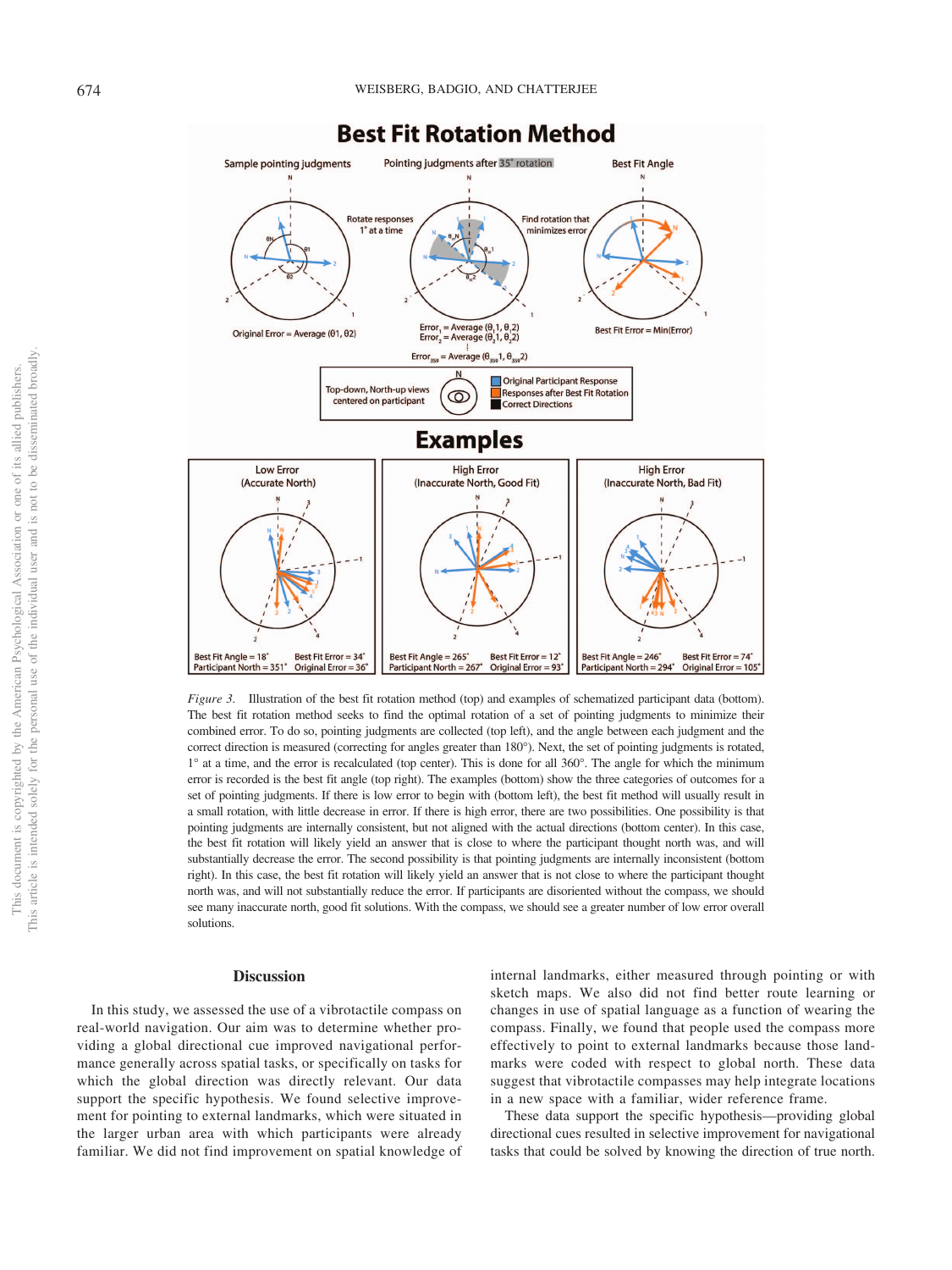*Figure 3.* Illustration of the best fit rotation method (top) and examples of schematized participant data (bottom). The best fit rotation method seeks to find the optimal rotation of a set of pointing judgments to minimize their combined error. To do so, pointing judgments are collected (top left), and the angle between each judgment and the correct direction is measured (correcting for angles greater than 180°). Next, the set of pointing judgments is rotated, 1° at a time, and the error is recalculated (top center). This is done for all 360°. The angle for which the minimum error is recorded is the best fit angle (top right). The examples (bottom) show the three categories of outcomes for a set of pointing judgments. If there is low error to begin with (bottom left), the best fit method will usually result in a small rotation, with little decrease in error. If there is high error, there are two possibilities. One possibility is that pointing judgments are internally consistent, but not aligned with the actual directions (bottom center). In this case, the best fit rotation will likely yield an answer that is close to where the participant thought north was, and will substantially decrease the error. The second possibility is that pointing judgments are internally inconsistent (bottom right). In this case, the best fit rotation will likely yield an answer that is not close to where the participant thought north was, and will not substantially reduce the error. If participants are disoriented without the compass, we should see many inaccurate north, good fit solutions. With the compass, we should see a greater number of low error overall solutions.

## Discussion

In this study, we assessed the use of a vibrotactile compass on real-world navigation. Our aim was to determine whether providing a global directional cue improved navigational performance generally across spatial tasks, or specifically on tasks for which the global direction was directly relevant. Our data support the specific hypothesis. We found selective improvement for pointing to external landmarks, which were situated in the larger urban area with which participants were already familiar. We did not find improvement on spatial knowledge of internal landmarks, either measured through pointing or with sketch maps. We also did not find better route learning or changes in use of spatial language as a function of wearing the compass. Finally, we found that people used the compass more effectively to point to external landmarks because those landmarks were coded with respect to global north. These data suggest that vibrotactile compasses may help integrate locations in a new space with a familiar, wider reference frame.

These data support the specific hypothesis—providing global directional cues resulted in selective improvement for navigational tasks that could be solved by knowing the direction of true north.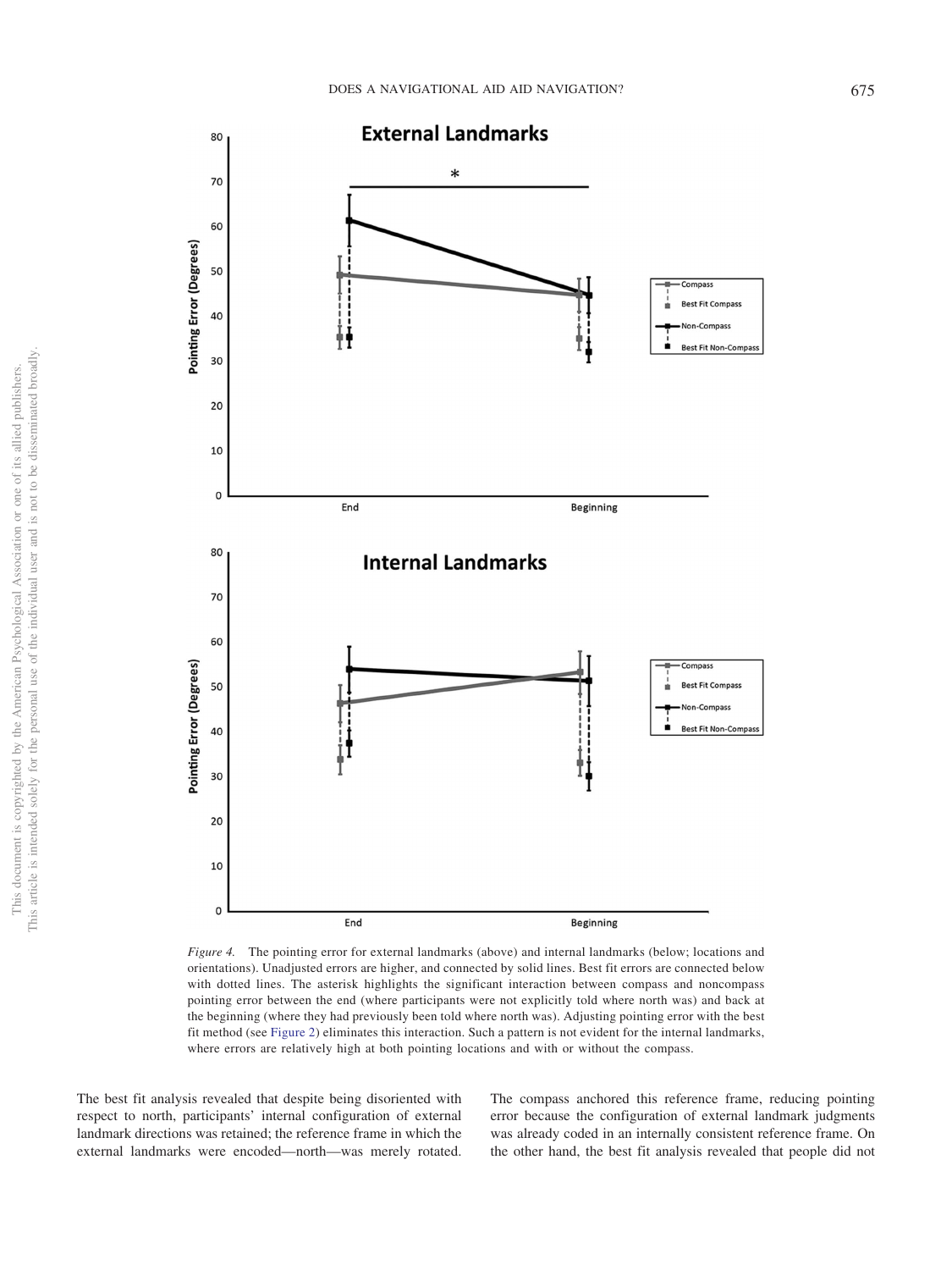*Figure 4.* The pointing error for external landmarks (above) and internal landmarks (below; locations and orientations). Unadjusted errors are higher, and connected by solid lines. Best fit errors are connected below with dotted lines. The asterisk highlights the significant interaction between compass and noncompass pointing error between the end (where participants were not explicitly told where north was) and back at the beginning (where they had previously been told where north was). Adjusting pointing error with the best fit method (see Figure 2) eliminates this interaction. Such a pattern is not evident for the internal landmarks, where errors are relatively high at both pointing locations and with or without the compass.

The best fit analysis revealed that despite being disoriented with respect to north, participants' internal configuration of external landmark directions was retained; the reference frame in which the external landmarks were encoded—north—was merely rotated. The compass anchored this reference frame, reducing pointing error because the configuration of external landmark judgments was already coded in an internally consistent reference frame. On the other hand, the best fit analysis revealed that people did not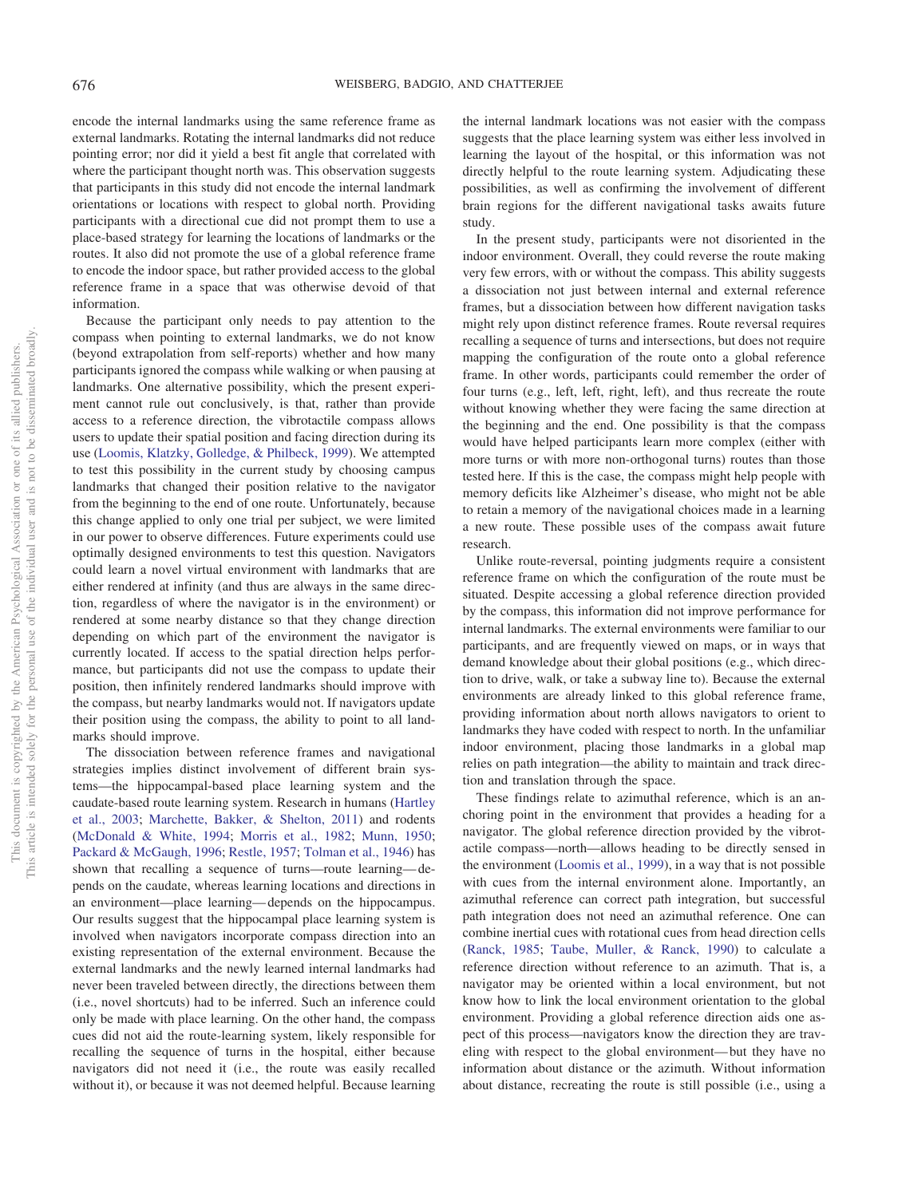encode the internal landmarks using the same reference frame as external landmarks. Rotating the internal landmarks did not reduce pointing error; nor did it yield a best fit angle that correlated with where the participant thought north was. This observation suggests that participants in this study did not encode the internal landmark orientations or locations with respect to global north. Providing participants with a directional cue did not prompt them to use a place-based strategy for learning the locations of landmarks or the routes. It also did not promote the use of a global reference frame to encode the indoor space, but rather provided access to the global reference frame in a space that was otherwise devoid of that information.

Because the participant only needs to pay attention to the compass when pointing to external landmarks, we do not know (beyond extrapolation from self-reports) whether and how many participants ignored the compass while walking or when pausing at landmarks. One alternative possibility, which the present experiment cannot rule out conclusively, is that, rather than provide access to a reference direction, the vibrotactile compass allows users to update their spatial position and facing direction during its use (Loomis, Klatzky, Golledge, & Philbeck, 1999). We attempted to test this possibility in the current study by choosing campus landmarks that changed their position relative to the navigator from the beginning to the end of one route. Unfortunately, because this change applied to only one trial per subject, we were limited in our power to observe differences. Future experiments could use optimally designed environments to test this question. Navigators could learn a novel virtual environment with landmarks that are either rendered at infinity (and thus are always in the same direction, regardless of where the navigator is in the environment) or rendered at some nearby distance so that they change direction depending on which part of the environment the navigator is currently located. If access to the spatial direction helps performance, but participants did not use the compass to update their position, then infinitely rendered landmarks should improve with the compass, but nearby landmarks would not. If navigators update their position using the compass, the ability to point to all landmarks should improve.

The dissociation between reference frames and navigational strategies implies distinct involvement of different brain systems—the hippocampal-based place learning system and the caudate-based route learning system. Research in humans (Hartley et al., 2003; Marchette, Bakker, & Shelton, 2011) and rodents (McDonald & White, 1994; Morris et al., 1982; Munn, 1950; Packard & McGaugh, 1996; Restle, 1957; Tolman et al., 1946) has shown that recalling a sequence of turns—route learning—depends on the caudate, whereas learning locations and directions in an environment—place learning—depends on the hippocampus. Our results suggest that the hippocampal place learning system is involved when navigators incorporate compass direction into an existing representation of the external environment. Because the external landmarks and the newly learned internal landmarks had never been traveled between directly, the directions between them (i.e., novel shortcuts) had to be inferred. Such an inference could only be made with place learning. On the other hand, the compass cues did not aid the route-learning system, likely responsible for recalling the sequence of turns in the hospital, either because navigators did not need it (i.e., the route was easily recalled without it), or because it was not deemed helpful. Because learning the internal landmark locations was not easier with the compass suggests that the place learning system was either less involved in learning the layout of the hospital, or this information was not directly helpful to the route learning system. Adjudicating these possibilities, as well as confirming the involvement of different brain regions for the different navigational tasks awaits future study.

In the present study, participants were not disoriented in the indoor environment. Overall, they could reverse the route making very few errors, with or without the compass. This ability suggests a dissociation not just between internal and external reference frames, but a dissociation between how different navigation tasks might rely upon distinct reference frames. Route reversal requires recalling a sequence of turns and intersections, but does not require mapping the configuration of the route onto a global reference frame. In other words, participants could remember the order of four turns (e.g., left, left, right, left), and thus recreate the route without knowing whether they were facing the same direction at the beginning and the end. One possibility is that the compass would have helped participants learn more complex (either with more turns or with more non-orthogonal turns) routes than those tested here. If this is the case, the compass might help people with memory deficits like Alzheimer's disease, who might not be able to retain a memory of the navigational choices made in a learning a new route. These possible uses of the compass await future research.

Unlike route-reversal, pointing judgments require a consistent reference frame on which the configuration of the route must be situated. Despite accessing a global reference direction provided by the compass, this information did not improve performance for internal landmarks. The external environments were familiar to our participants, and are frequently viewed on maps, or in ways that demand knowledge about their global positions (e.g., which direction to drive, walk, or take a subway line to). Because the external environments are already linked to this global reference frame, providing information about north allows navigators to orient to landmarks they have coded with respect to north. In the unfamiliar indoor environment, placing those landmarks in a global map relies on path integration—the ability to maintain and track direction and translation through the space.

These findings relate to azimuthal reference, which is an anchoring point in the environment that provides a heading for a navigator. The global reference direction provided by the vibrotactile compass—north—allows heading to be directly sensed in the environment (Loomis et al., 1999), in a way that is not possible with cues from the internal environment alone. Importantly, an azimuthal reference can correct path integration, but successful path integration does not need an azimuthal reference. One can combine inertial cues with rotational cues from head direction cells (Ranck, 1985; Taube, Muller, & Ranck, 1990) to calculate a reference direction without reference to an azimuth. That is, a navigator may be oriented within a local environment, but not know how to link the local environment orientation to the global environment. Providing a global reference direction aids one aspect of this process—navigators know the direction they are traveling with respect to the global environment—but they have no information about distance or the azimuth. Without information about distance, recreating the route is still possible (i.e., using a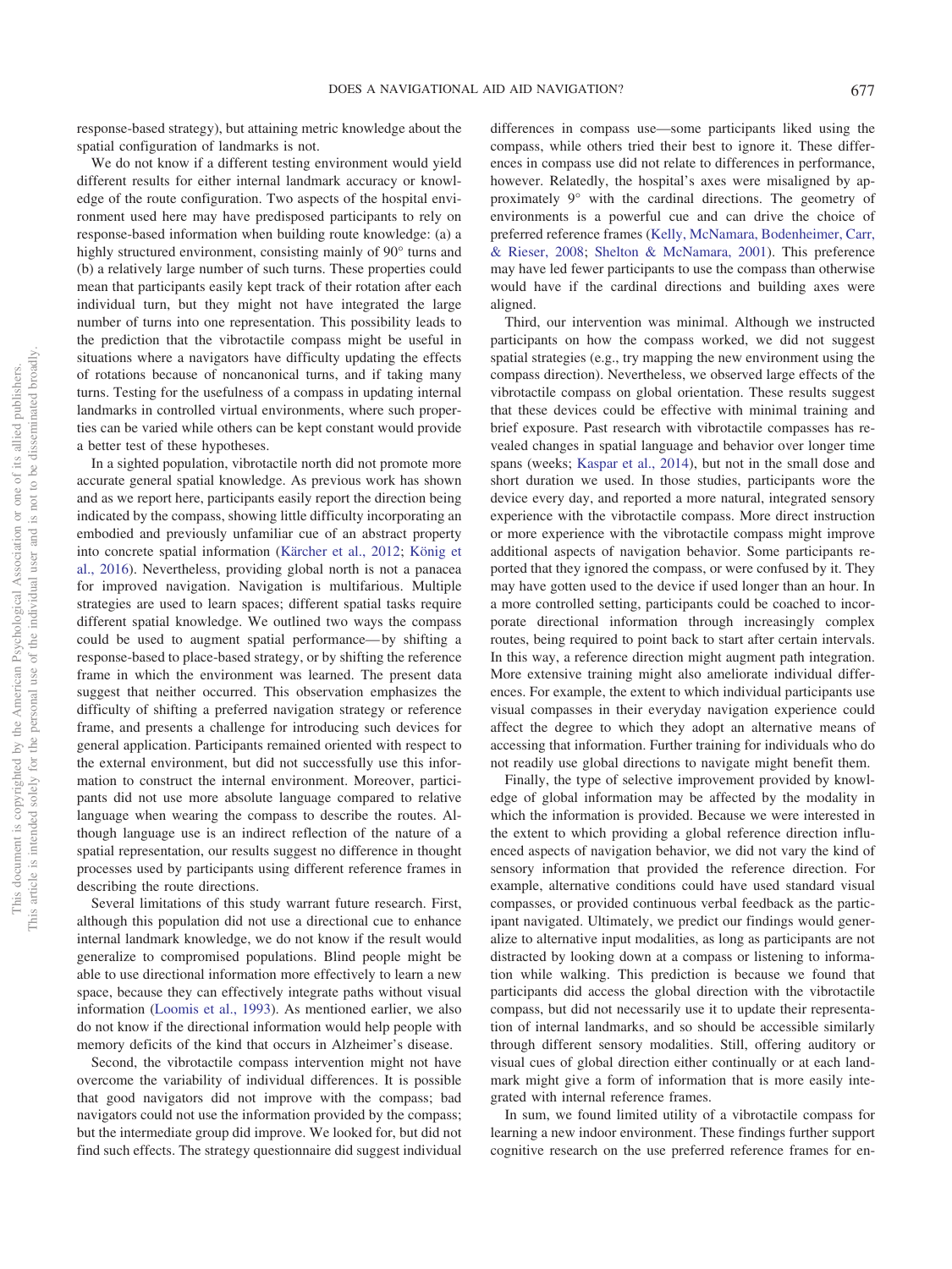response-based strategy), but attaining metric knowledge about the spatial configuration of landmarks is not.

We do not know if a different testing environment would yield different results for either internal landmark accuracy or knowledge of the route configuration. Two aspects of the hospital environment used here may have predisposed participants to rely on response-based information when building route knowledge: (a) a highly structured environment, consisting mainly of 90° turns and (b) a relatively large number of such turns. These properties could mean that participants easily kept track of their rotation after each individual turn, but they might not have integrated the large number of turns into one representation. This possibility leads to the prediction that the vibrotactile compass might be useful in situations where a navigators have difficulty updating the effects of rotations because of noncanonical turns, and if taking many turns. Testing for the usefulness of a compass in updating internal landmarks in controlled virtual environments, where such properties can be varied while others can be kept constant would provide a better test of these hypotheses.

In a sighted population, vibrotactile north did not promote more accurate general spatial knowledge. As previous work has shown and as we report here, participants easily report the direction being indicated by the compass, showing little difficulty incorporating an embodied and previously unfamiliar cue of an abstract property into concrete spatial information (Kärcher et al., 2012; König et al., 2016). Nevertheless, providing global north is not a panacea for improved navigation. Navigation is multifarious. Multiple strategies are used to learn spaces; different spatial tasks require different spatial knowledge. We outlined two ways the compass could be used to augment spatial performance—by shifting a response-based to place-based strategy, or by shifting the reference frame in which the environment was learned. The present data suggest that neither occurred. This observation emphasizes the difficulty of shifting a preferred navigation strategy or reference frame, and presents a challenge for introducing such devices for general application. Participants remained oriented with respect to the external environment, but did not successfully use this information to construct the internal environment. Moreover, participants did not use more absolute language compared to relative language when wearing the compass to describe the routes. Although language use is an indirect reflection of the nature of a spatial representation, our results suggest no difference in thought processes used by participants using different reference frames in describing the route directions.

Several limitations of this study warrant future research. First, although this population did not use a directional cue to enhance internal landmark knowledge, we do not know if the result would generalize to compromised populations. Blind people might be able to use directional information more effectively to learn a new space, because they can effectively integrate paths without visual information (Loomis et al., 1993). As mentioned earlier, we also do not know if the directional information would help people with memory deficits of the kind that occurs in Alzheimer's disease.

Second, the vibrotactile compass intervention might not have overcome the variability of individual differences. It is possible that good navigators did not improve with the compass; bad navigators could not use the information provided by the compass; but the intermediate group did improve. We looked for, but did not find such effects. The strategy questionnaire did suggest individual differences in compass use—some participants liked using the compass, while others tried their best to ignore it. These differences in compass use did not relate to differences in performance, however. Relatedly, the hospital's axes were misaligned by approximately 9° with the cardinal directions. The geometry of environments is a powerful cue and can drive the choice of preferred reference frames (Kelly, McNamara, Bodenheimer, Carr, & Rieser, 2008; Shelton & McNamara, 2001). This preference may have led fewer participants to use the compass than otherwise would have if the cardinal directions and building axes were aligned.

Third, our intervention was minimal. Although we instructed participants on how the compass worked, we did not suggest spatial strategies (e.g., try mapping the new environment using the compass direction). Nevertheless, we observed large effects of the vibrotactile compass on global orientation. These results suggest that these devices could be effective with minimal training and brief exposure. Past research with vibrotactile compasses has revealed changes in spatial language and behavior over longer time spans (weeks; Kaspar et al., 2014), but not in the small dose and short duration we used. In those studies, participants wore the device every day, and reported a more natural, integrated sensory experience with the vibrotactile compass. More direct instruction or more experience with the vibrotactile compass might improve additional aspects of navigation behavior. Some participants reported that they ignored the compass, or were confused by it. They may have gotten used to the device if used longer than an hour. In a more controlled setting, participants could be coached to incorporate directional information through increasingly complex routes, being required to point back to start after certain intervals. In this way, a reference direction might augment path integration. More extensive training might also ameliorate individual differences. For example, the extent to which individual participants use visual compasses in their everyday navigation experience could affect the degree to which they adopt an alternative means of accessing that information. Further training for individuals who do not readily use global directions to navigate might benefit them.

Finally, the type of selective improvement provided by knowledge of global information may be affected by the modality in which the information is provided. Because we were interested in the extent to which providing a global reference direction influenced aspects of navigation behavior, we did not vary the kind of sensory information that provided the reference direction. For example, alternative conditions could have used standard visual compasses, or provided continuous verbal feedback as the participant navigated. Ultimately, we predict our findings would generalize to alternative input modalities, as long as participants are not distracted by looking down at a compass or listening to information while walking. This prediction is because we found that participants did access the global direction with the vibrotactile compass, but did not necessarily use it to update their representation of internal landmarks, and so should be accessible similarly through different sensory modalities. Still, offering auditory or visual cues of global direction either continually or at each landmark might give a form of information that is more easily integrated with internal reference frames.

In sum, we found limited utility of a vibrotactile compass for learning a new indoor environment. These findings further support cognitive research on the use preferred reference frames for en-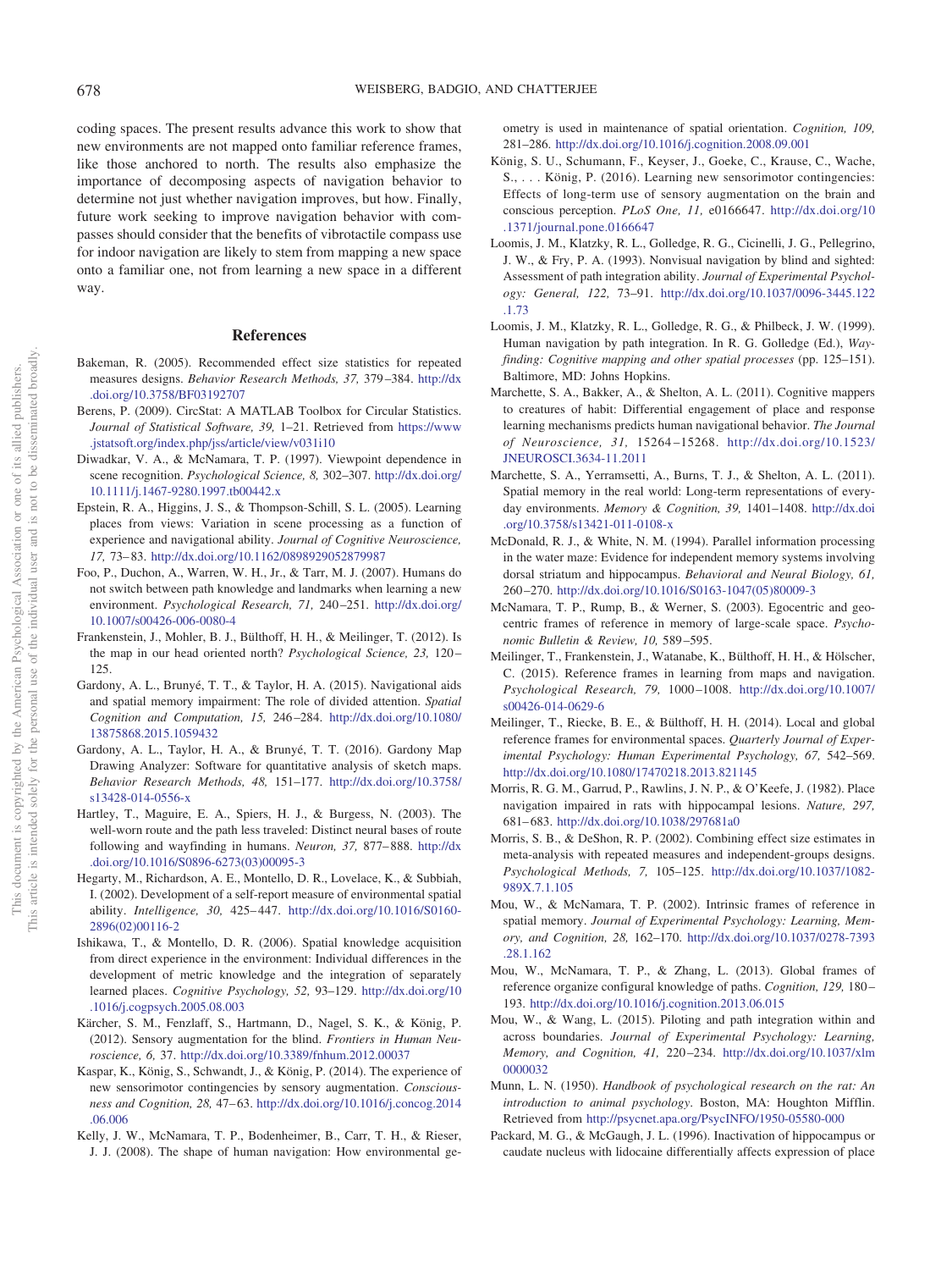coding spaces. The present results advance this work to show that new environments are not mapped onto familiar reference frames, like those anchored to north. The results also emphasize the importance of decomposing aspects of navigation behavior to determine not just whether navigation improves, but how. Finally, future work seeking to improve navigation behavior with compasses should consider that the benefits of vibrotactile compass use for indoor navigation are likely to stem from mapping a new space onto a familiar one, not from learning a new space in a different way.

## References

Bakeman, R. (2005). Recommended effect size statistics for repeated measures designs. *Behavior Research Methods, 37,* 379–384. http://dx.doi.org/10.3758/BF03192707

Berens, P. (2009). CircStat: A MATLAB Toolbox for Circular Statistics. *Journal of Statistical Software, 39,* 1–21. Retrieved from https://www.jstatsoft.org/index.php/jss/article/view/v031i10

Diwadkar, V. A., & McNamara, T. P. (1997). Viewpoint dependence in scene recognition. *Psychological Science, 8,* 302–307. http://dx.doi.org/10.1111/j.1467-9280.1997.tb00442.x

Epstein, R. A., Higgins, J. S., & Thompson-Schill, S. L. (2005). Learning places from views: Variation in scene processing as a function of experience and navigational ability. *Journal of Cognitive Neuroscience, 17,* 73–83. http://dx.doi.org/10.1162/0898929052879987

Foo, P., Duchon, A., Warren, W. H., Jr., & Tarr, M. J. (2007). Humans do not switch between path knowledge and landmarks when learning a new environment. *Psychological Research, 71,* 240–251. http://dx.doi.org/10.1007/s00426-006-0080-4

Frankenstein, J., Mohler, B. J., Bülthoff, H. H., & Meilinger, T. (2012). Is the map in our head oriented north? *Psychological Science, 23,* 120–125.

Gardony, A. L., Brunyé, T. T., & Taylor, H. A. (2015). Navigational aids and spatial memory impairment: The role of divided attention. *Spatial Cognition and Computation, 15,* 246–284. http://dx.doi.org/10.1080/13875868.2015.1059432

Gardony, A. L., Taylor, H. A., & Brunyé, T. T. (2016). Gardony Map Drawing Analyzer: Software for quantitative analysis of sketch maps. *Behavior Research Methods, 48,* 151–177. http://dx.doi.org/10.3758/s13428-014-0556-x

Hartley, T., Maguire, E. A., Spiers, H. J., & Burgess, N. (2003). The well-worn route and the path less traveled: Distinct neural bases of route following and wayfinding in humans. *Neuron, 37,* 877–888. http://dx.doi.org/10.1016/S0896-6273(03)00095-3

Hegarty, M., Richardson, A. E., Montello, D. R., Lovelace, K., & Subbiah, I. (2002). Development of a self-report measure of environmental spatial ability. *Intelligence, 30,* 425–447. http://dx.doi.org/10.1016/S0160-2896(02)00116-2

Ishikawa, T., & Montello, D. R. (2006). Spatial knowledge acquisition from direct experience in the environment: Individual differences in the development of metric knowledge and the integration of separately learned places. *Cognitive Psychology, 52,* 93–129. http://dx.doi.org/10.1016/j.cogpsych.2005.08.003

Kärcher, S. M., Fenzlaff, S., Hartmann, D., Nagel, S. K., & König, P. (2012). Sensory augmentation for the blind. *Frontiers in Human Neuroscience, 6,* 37. http://dx.doi.org/10.3389/fnhum.2012.00037

Kaspar, K., König, S., Schwandt, J., & König, P. (2014). The experience of new sensorimotor contingencies by sensory augmentation. *Consciousness and Cognition, 28,* 47–63. http://dx.doi.org/10.1016/j.concog.2014.06.006

Kelly, J. W., McNamara, T. P., Bodenheimer, B., Carr, T. H., & Rieser, J. J. (2008). The shape of human navigation: How environmental geometry is used in maintenance of spatial orientation. *Cognition, 109,* 281–286. http://dx.doi.org/10.1016/j.cognition.2008.09.001

König, S. U., Schumann, F., Keyser, J., Goeke, C., Krause, C., Wache, S., . . . König, P. (2016). Learning new sensorimotor contingencies: Effects of long-term use of sensory augmentation on the brain and conscious perception. *PLoS One, 11,* e0166647. http://dx.doi.org/10.1371/journal.pone.0166647

Loomis, J. M., Klatzky, R. L., Golledge, R. G., Cicinelli, J. G., Pellegrino, J. W., & Fry, P. A. (1993). Nonvisual navigation by blind and sighted: Assessment of path integration ability. *Journal of Experimental Psychology: General, 122,* 73–91. http://dx.doi.org/10.1037/0096-3445.122.1.73

Loomis, J. M., Klatzky, R. L., Golledge, R. G., & Philbeck, J. W. (1999). Human navigation by path integration. In R. G. Golledge (Ed.), *Wayfinding: Cognitive mapping and other spatial processes* (pp. 125–151). Baltimore, MD: Johns Hopkins.

Marchette, S. A., Bakker, A., & Shelton, A. L. (2011). Cognitive mappers to creatures of habit: Differential engagement of place and response learning mechanisms predicts human navigational behavior. *The Journal of Neuroscience, 31,* 15264–15268. http://dx.doi.org/10.1523/JNEUROSCI.3634-11.2011

Marchette, S. A., Yerramsetti, A., Burns, T. J., & Shelton, A. L. (2011). Spatial memory in the real world: Long-term representations of everyday environments. *Memory & Cognition, 39,* 1401–1408. http://dx.doi.org/10.3758/s13421-011-0108-x

McDonald, R. J., & White, N. M. (1994). Parallel information processing in the water maze: Evidence for independent memory systems involving dorsal striatum and hippocampus. *Behavioral and Neural Biology, 61,* 260–270. http://dx.doi.org/10.1016/S0163-1047(05)80009-3

McNamara, T. P., Rump, B., & Werner, S. (2003). Egocentric and geocentric frames of reference in memory of large-scale space. *Psychonomic Bulletin & Review, 10,* 589–595.

Meilinger, T., Frankenstein, J., Watanabe, K., Bülthoff, H. H., & Hölscher, C. (2015). Reference frames in learning from maps and navigation. *Psychological Research, 79,* 1000–1008. http://dx.doi.org/10.1007/s00426-014-0629-6

Meilinger, T., Riecke, B. E., & Bülthoff, H. H. (2014). Local and global reference frames for environmental spaces. *Quarterly Journal of Experimental Psychology: Human Experimental Psychology, 67,* 542–569. http://dx.doi.org/10.1080/17470218.2013.821145

Morris, R. G. M., Garrud, P., Rawlins, J. N. P., & O'Keefe, J. (1982). Place navigation impaired in rats with hippocampal lesions. *Nature, 297,* 681–683. http://dx.doi.org/10.1038/297681a0

Morris, S. B., & DeShon, R. P. (2002). Combining effect size estimates in meta-analysis with repeated measures and independent-groups designs. *Psychological Methods, 7,* 105–125. http://dx.doi.org/10.1037/1082-989X.7.1.105

Mou, W., & McNamara, T. P. (2002). Intrinsic frames of reference in spatial memory. *Journal of Experimental Psychology: Learning, Memory, and Cognition, 28,* 162–170. http://dx.doi.org/10.1037/0278-7393.28.1.162

Mou, W., McNamara, T. P., & Zhang, L. (2013). Global frames of reference organize configural knowledge of paths. *Cognition, 129,* 180–193. http://dx.doi.org/10.1016/j.cognition.2013.06.015

Mou, W., & Wang, L. (2015). Piloting and path integration within and across boundaries. *Journal of Experimental Psychology: Learning, Memory, and Cognition, 41,* 220–234. http://dx.doi.org/10.1037/xlm0000032

Munn, L. N. (1950). *Handbook of psychological research on the rat: An introduction to animal psychology*. Boston, MA: Houghton Mifflin. Retrieved from http://psycnet.apa.org/PsycINFO/1950-05580-000

Packard, M. G., & McGaugh, J. L. (1996). Inactivation of hippocampus or caudate nucleus with lidocaine differentially affects expression of place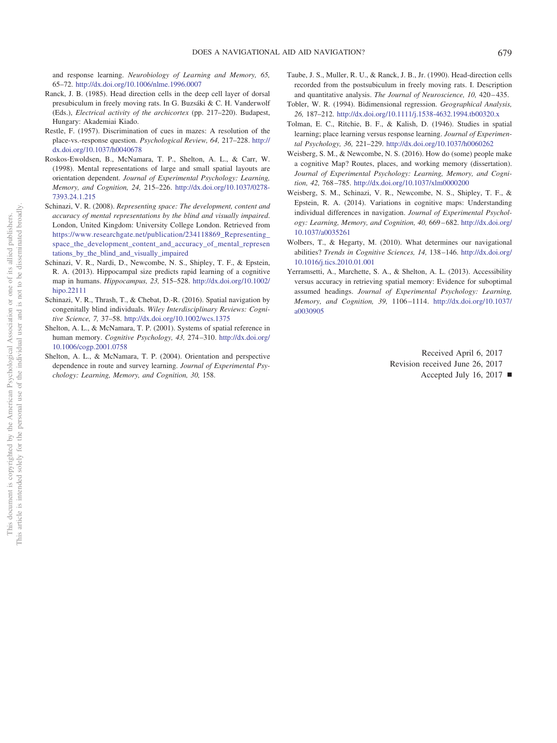and response learning. *Neurobiology of Learning and Memory, 65,* 65–72. http://dx.doi.org/10.1006/nlme.1996.0007

Ranck, J. B. (1985). Head direction cells in the deep cell layer of dorsal presubiculum in freely moving rats. In G. Buzsáki & C. H. Vanderwolf (Eds.), *Electrical activity of the archicortex* (pp. 217–220). Budapest, Hungary: Akademiai Kiado.

Restle, F. (1957). Discrimination of cues in mazes: A resolution of the place-vs.-response question. *Psychological Review, 64,* 217–228. http://dx.doi.org/10.1037/h0040678

Roskos-Ewoldsen, B., McNamara, T. P., Shelton, A. L., & Carr, W. (1998). Mental representations of large and small spatial layouts are orientation dependent. *Journal of Experimental Psychology: Learning, Memory, and Cognition, 24,* 215–226. http://dx.doi.org/10.1037/0278-7393.24.1.215

Schinazi, V. R. (2008). *Representing space: The development, content and accuracy of mental representations by the blind and visually impaired.* London, United Kingdom: University College London. Retrieved from https://www.researchgate.net/publication/234118869_Representing_space_the_development_content_and_accuracy_of_mental_representations_by_the_blind_and_visually_impaired

Schinazi, V. R., Nardi, D., Newcombe, N. S., Shipley, T. F., & Epstein, R. A. (2013). Hippocampal size predicts rapid learning of a cognitive map in humans. *Hippocampus, 23,* 515–528. http://dx.doi.org/10.1002/hipo.22111

Schinazi, V. R., Thrash, T., & Chebat, D.-R. (2016). Spatial navigation by congenitally blind individuals. *Wiley Interdisciplinary Reviews: Cognitive Science, 7,* 37–58. http://dx.doi.org/10.1002/wcs.1375

Shelton, A. L., & McNamara, T. P. (2001). Systems of spatial reference in human memory. *Cognitive Psychology, 43,* 274–310. http://dx.doi.org/10.1006/cogp.2001.0758

Shelton, A. L., & McNamara, T. P. (2004). Orientation and perspective dependence in route and survey learning. *Journal of Experimental Psychology: Learning, Memory, and Cognition, 30,* 158.

Taube, J. S., Muller, R. U., & Ranck, J. B., Jr. (1990). Head-direction cells recorded from the postsubiculum in freely moving rats. I. Description and quantitative analysis. *The Journal of Neuroscience, 10,* 420–435.

Tobler, W. R. (1994). Bidimensional regression. *Geographical Analysis, 26,* 187–212. http://dx.doi.org/10.1111/j.1538-4632.1994.tb00320.x

Tolman, E. C., Ritchie, B. F., & Kalish, D. (1946). Studies in spatial learning; place learning versus response learning. *Journal of Experimental Psychology, 36,* 221–229. http://dx.doi.org/10.1037/h0060262

Weisberg, S. M., & Newcombe, N. S. (2016). How do (some) people make a cognitive Map? Routes, places, and working memory (dissertation). *Journal of Experimental Psychology: Learning, Memory, and Cognition, 42,* 768–785. http://dx.doi.org/10.1037/xlm0000200

Weisberg, S. M., Schinazi, V. R., Newcombe, N. S., Shipley, T. F., & Epstein, R. A. (2014). Variations in cognitive maps: Understanding individual differences in navigation. *Journal of Experimental Psychology: Learning, Memory, and Cognition, 40,* 669–682. http://dx.doi.org/10.1037/a0035261

Wolbers, T., & Hegarty, M. (2010). What determines our navigational abilities? *Trends in Cognitive Sciences, 14,* 138–146. http://dx.doi.org/10.1016/j.tics.2010.01.001

Yerramsetti, A., Marchette, S. A., & Shelton, A. L. (2013). Accessibility versus accuracy in retrieving spatial memory: Evidence for suboptimal assumed headings. *Journal of Experimental Psychology: Learning, Memory, and Cognition, 39,* 1106–1114. http://dx.doi.org/10.1037/a0030905

Received April 6, 2017
Revision received June 26, 2017
Accepted July 16, 2017 ■